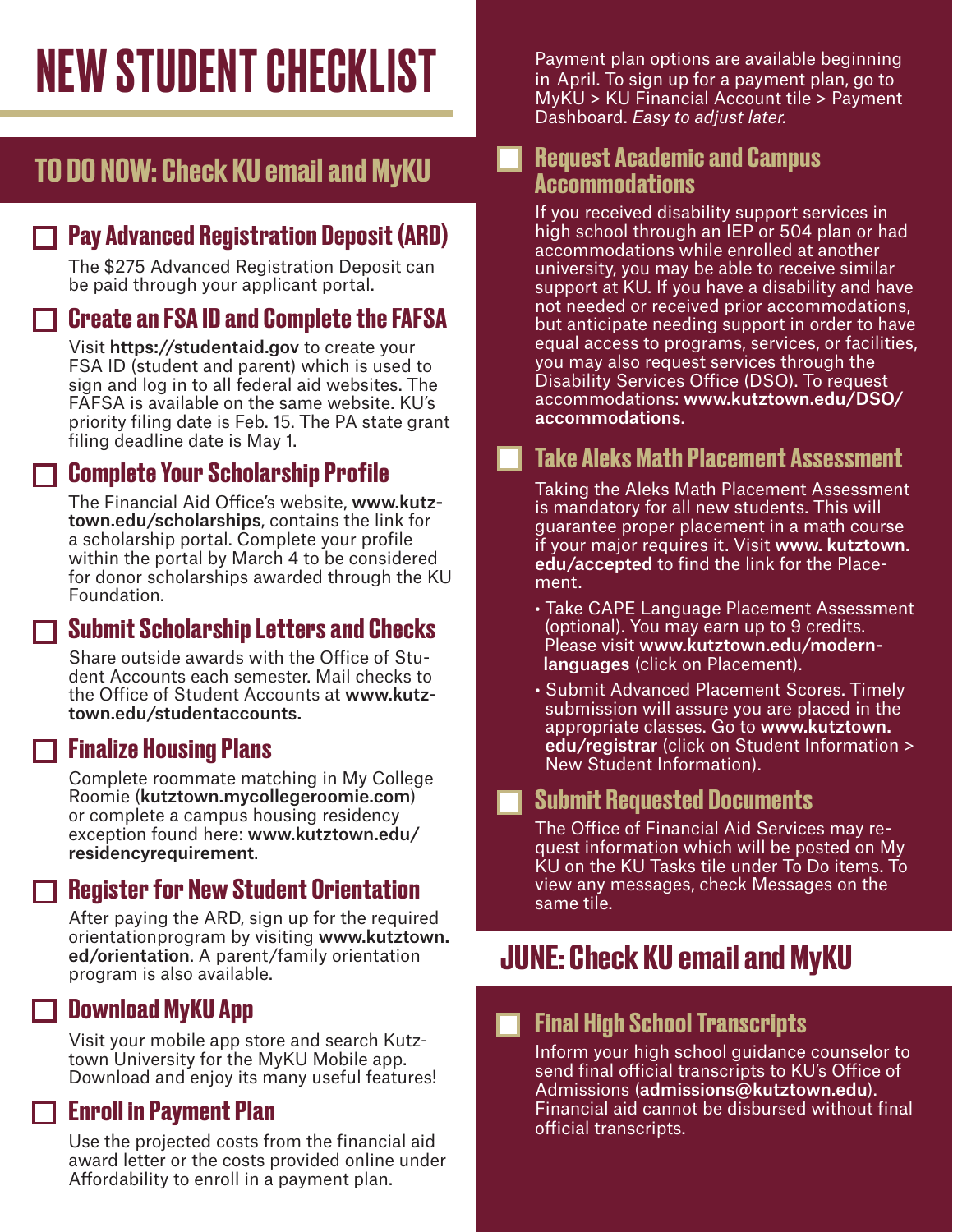# NEW STUDENT CHECKLIST

## TO DO NOW: Check KU email and MyKU

### ☐ Pay Advanced Registration Deposit (ARD)

The $275 Advanced Registration Deposit can be paid through your applicant portal.

### ☐ Create an FSA ID and Complete the FAFSA

Visit **https://studentaid.gov** to create your FSA ID (student and parent) which is used to sign and log in to all federal aid websites. The FAFSA is available on the same website. KU's priority filing date is Feb. 15. The PA state grant filing deadline date is May 1.

### ☐ Complete Your Scholarship Profile

The Financial Aid Office's website, **www.kutztown.edu/scholarships**, contains the link for a scholarship portal. Complete your profile within the portal by March 4 to be considered for donor scholarships awarded through the KU Foundation.

### ☐ Submit Scholarship Letters and Checks

Share outside awards with the Office of Student Accounts each semester. Mail checks to the Office of Student Accounts at **www.kutztown.edu/studentaccounts.**

### ☐ Finalize Housing Plans

Complete roommate matching in My College Roomie (**kutztown.mycollegeroomie.com**) or complete a campus housing residency exception found here: **www.kutztown.edu/residencyrequirement**.

### ☐ Register for New Student Orientation

After paying the ARD, sign up for the required orientationprogram by visiting **www.kutztown.ed/orientation**. A parent/family orientation program is also available.

### ☐ Download MyKU App

Visit your mobile app store and search Kutztown University for the MyKU Mobile app. Download and enjoy its many useful features!

### ☐ Enroll in Payment Plan

Use the projected costs from the financial aid award letter or the costs provided online under Affordability to enroll in a payment plan.

Payment plan options are available beginning in April. To sign up for a payment plan, go to MyKU > KU Financial Account tile > Payment Dashboard. *Easy to adjust later.*

### ☐ Request Academic and Campus Accommodations

If you received disability support services in high school through an IEP or 504 plan or had accommodations while enrolled at another university, you may be able to receive similar support at KU. If you have a disability and have not needed or received prior accommodations, but anticipate needing support in order to have equal access to programs, services, or facilities, you may also request services through the Disability Services Office (DSO). To request accommodations: **www.kutztown.edu/DSO/accommodations**.

### ☐ Take Aleks Math Placement Assessment

Taking the Aleks Math Placement Assessment is mandatory for all new students. This will guarantee proper placement in a math course if your major requires it. Visit **www. kutztown.edu/accepted** to find the link for the Placement.

- Take CAPE Language Placement Assessment (optional). You may earn up to 9 credits. Please visit **www.kutztown.edu/modern-languages** (click on Placement).
- Submit Advanced Placement Scores. Timely submission will assure you are placed in the appropriate classes. Go to **www.kutztown.edu/registrar** (click on Student Information > New Student Information).

### ☐ Submit Requested Documents

The Office of Financial Aid Services may request information which will be posted on My KU on the KU Tasks tile under To Do items. To view any messages, check Messages on the same tile.

## JUNE: Check KU email and MyKU

### ☐ Final High School Transcripts

Inform your high school guidance counselor to send final official transcripts to KU's Office of Admissions (**admissions@kutztown.edu**). Financial aid cannot be disbursed without final official transcripts.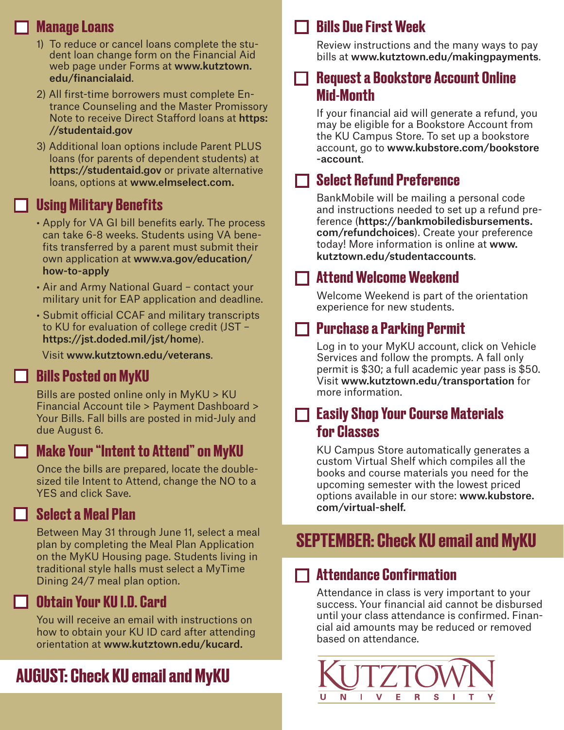## ☐ Manage Loans

1) To reduce or cancel loans complete the student loan change form on the Financial Aid web page under Forms at **www.kutztown.edu/financialaid**.

2) All first-time borrowers must complete Entrance Counseling and the Master Promissory Note to receive Direct Stafford loans at **https://studentaid.gov**

3) Additional loan options include Parent PLUS loans (for parents of dependent students) at **https://studentaid.gov** or private alternative loans, options at **www.elmselect.com.**

## ☐ Using Military Benefits

- Apply for VA GI bill benefits early. The process can take 6-8 weeks. Students using VA benefits transferred by a parent must submit their own application at **www.va.gov/education/how-to-apply**
- Air and Army National Guard – contact your military unit for EAP application and deadline.
- Submit official CCAF and military transcripts to KU for evaluation of college credit (JST – **https://jst.doded.mil/jst/home**).

Visit **www.kutztown.edu/veterans**.

## ☐ Bills Posted on MyKU

Bills are posted online only in MyKU > KU Financial Account tile > Payment Dashboard > Your Bills. Fall bills are posted in mid-July and due August 6.

## ☐ Make Your "Intent to Attend" on MyKU

Once the bills are prepared, locate the double-sized tile Intent to Attend, change the NO to a YES and click Save.

## ☐ Select a Meal Plan

Between May 31 through June 11, select a meal plan by completing the Meal Plan Application on the MyKU Housing page. Students living in traditional style halls must select a MyTime Dining 24/7 meal plan option.

## ☐ Obtain Your KU I.D. Card

You will receive an email with instructions on how to obtain your KU ID card after attending orientation at **www.kutztown.edu/kucard.**

# AUGUST: Check KU email and MyKU

## ☐ Bills Due First Week

Review instructions and the many ways to pay bills at **www.kutztown.edu/makingpayments**.

## ☐ Request a Bookstore Account Online Mid-Month

If your financial aid will generate a refund, you may be eligible for a Bookstore Account from the KU Campus Store. To set up a bookstore account, go to **www.kubstore.com/bookstore-account**.

## ☐ Select Refund Preference

BankMobile will be mailing a personal code and instructions needed to set up a refund preference (**https://bankmobiledisbursements.com/refundchoices**). Create your preference today! More information is online at **www.kutztown.edu/studentaccounts**.

## ☐ Attend Welcome Weekend

Welcome Weekend is part of the orientation experience for new students.

## ☐ Purchase a Parking Permit

Log in to your MyKU account, click on Vehicle Services and follow the prompts. A fall only permit is $30; a full academic year pass is $50. Visit **www.kutztown.edu/transportation** for more information.

## ☐ Easily Shop Your Course Materials for Classes

KU Campus Store automatically generates a custom Virtual Shelf which compiles all the books and course materials you need for the upcoming semester with the lowest priced options available in our store: **www.kubstore.com/virtual-shelf.**

# SEPTEMBER: Check KU email and MyKU

## ☐ Attendance Confirmation

Attendance in class is very important to your success. Your financial aid cannot be disbursed until your class attendance is confirmed. Financial aid amounts may be reduced or removed based on attendance.

KUTZTOWN UNIVERSITY